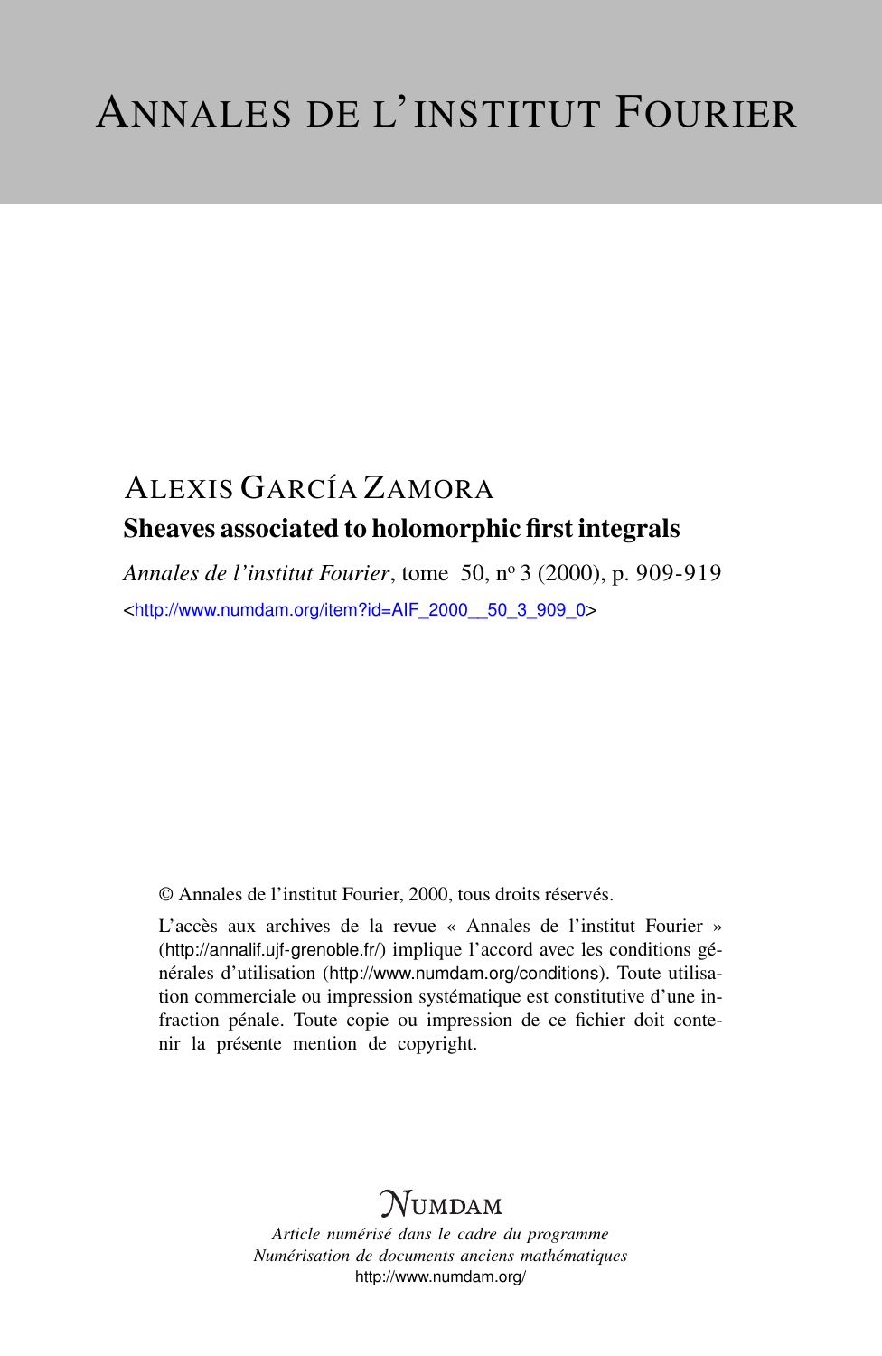# ANNALES DE L'INSTITUT FOURIER

ALEXIS GARCÍA ZAMORA

## Sheaves associated to holomorphic first integrals

*Annales de l'institut Fourier*, tome 50, nº 3 (2000), p. 909-919

<http://www.numdam.org/item?id=AIF_2000__50_3_909_0>

© Annales de l'institut Fourier, 2000, tous droits réservés.

L'accès aux archives de la revue « Annales de l'institut Fourier » (http://annalif.ujf-grenoble.fr/) implique l'accord avec les conditions générales d'utilisation (http://www.numdam.org/conditions). Toute utilisation commerciale ou impression systématique est constitutive d'une infraction pénale. Toute copie ou impression de ce fichier doit contenir la présente mention de copyright.

NUMDAM

*Article numérisé dans le cadre du programme*
*Numérisation de documents anciens mathématiques*
http://www.numdam.org/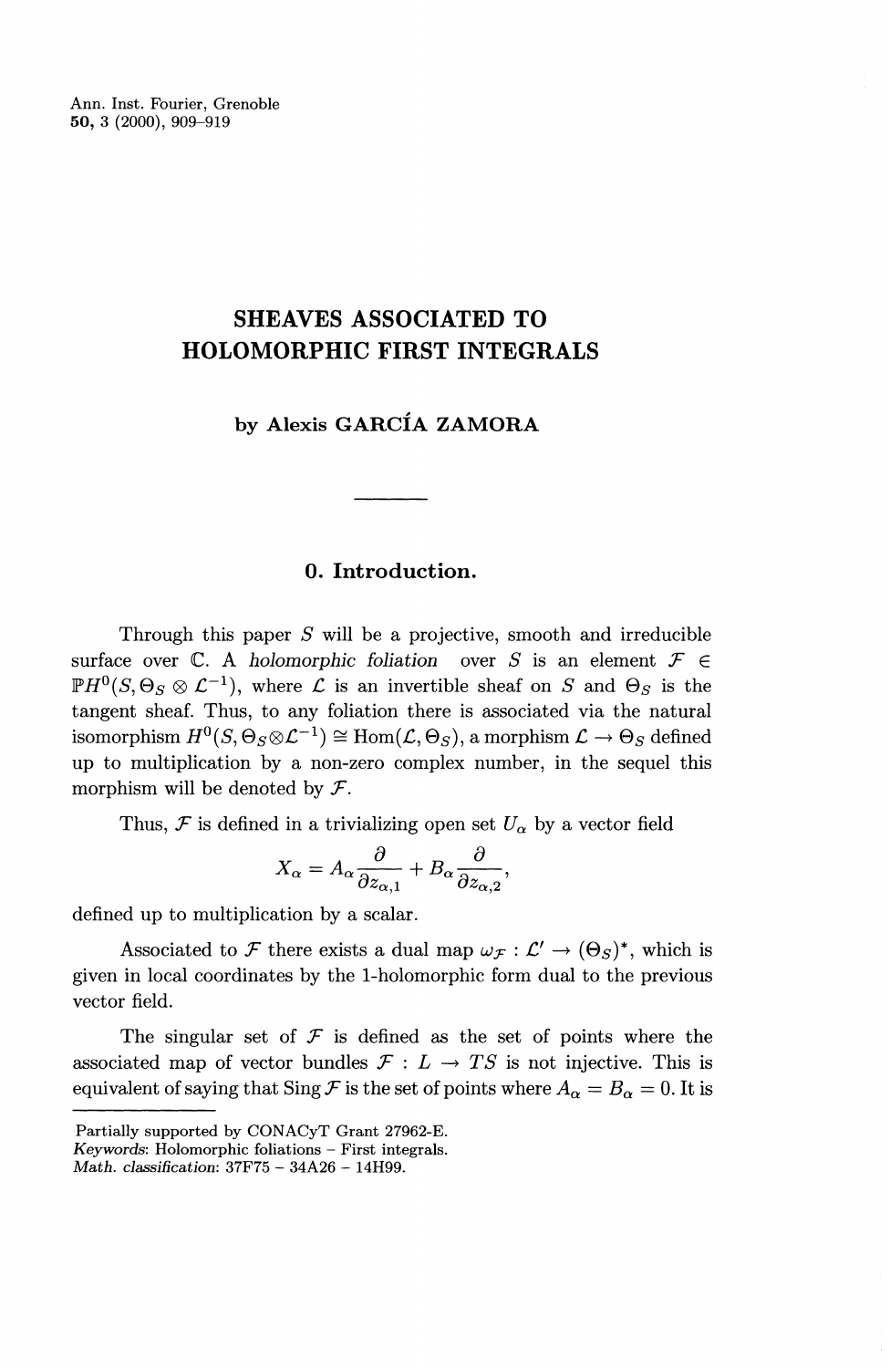# SHEAVES ASSOCIATED TO HOLOMORPHIC FIRST INTEGRALS

**by Alexis GARCÍA ZAMORA**

## 0. Introduction.

Through this paper $S$ will be a projective, smooth and irreducible surface over $\mathbb{C}$. A *holomorphic foliation* over $S$ is an element $\mathcal{F} \in \mathbb{P}H^0(S, \Theta_S \otimes \mathcal{L}^{-1})$, where $\mathcal{L}$ is an invertible sheaf on $S$ and $\Theta_S$ is the tangent sheaf. Thus, to any foliation there is associated via the natural isomorphism $H^0(S, \Theta_S \otimes \mathcal{L}^{-1}) \cong \mathrm{Hom}(\mathcal{L}, \Theta_S)$, a morphism $\mathcal{L} \to \Theta_S$ defined up to multiplication by a non-zero complex number, in the sequel this morphism will be denoted by $\mathcal{F}$.

Thus, $\mathcal{F}$ is defined in a trivializing open set $U_\alpha$ by a vector field

$$X_\alpha = A_\alpha \frac{\partial}{\partial z_{\alpha,1}} + B_\alpha \frac{\partial}{\partial z_{\alpha,2}},$$

defined up to multiplication by a scalar.

Associated to $\mathcal{F}$ there exists a dual map $\omega_{\mathcal{F}} : \mathcal{L}' \to (\Theta_S)^*$, which is given in local coordinates by the 1-holomorphic form dual to the previous vector field.

The singular set of $\mathcal{F}$ is defined as the set of points where the associated map of vector bundles $\mathcal{F} : L \to TS$ is not injective. This is equivalent of saying that $\mathrm{Sing}\,\mathcal{F}$ is the set of points where $A_\alpha = B_\alpha = 0$. It is

---

Partially supported by CONACyT Grant 27962-E.
*Keywords*: Holomorphic foliations – First integrals.
*Math. classification*: 37F75 – 34A26 – 14H99.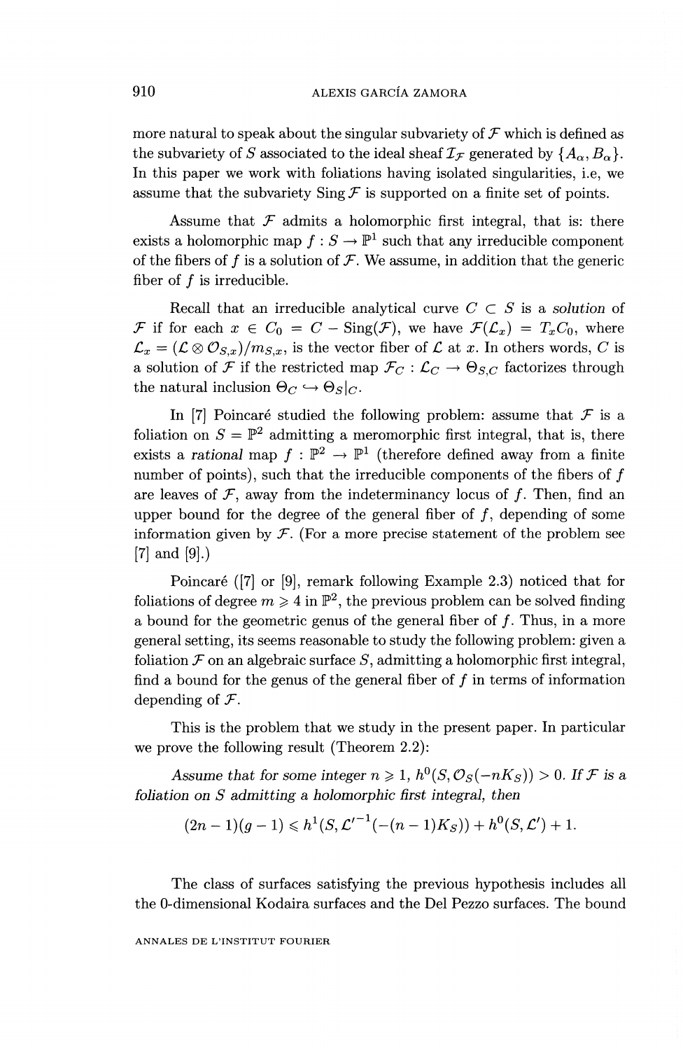more natural to speak about the singular subvariety of $\mathcal{F}$ which is defined as the subvariety of $S$ associated to the ideal sheaf $\mathcal{I}_{\mathcal{F}}$ generated by $\{A_\alpha, B_\alpha\}$. In this paper we work with foliations having isolated singularities, i.e, we assume that the subvariety $\operatorname{Sing}\mathcal{F}$ is supported on a finite set of points.

Assume that $\mathcal{F}$ admits a holomorphic first integral, that is: there exists a holomorphic map $f : S \to \mathbb{P}^1$ such that any irreducible component of the fibers of $f$ is a solution of $\mathcal{F}$. We assume, in addition that the generic fiber of $f$ is irreducible.

Recall that an irreducible analytical curve $C \subset S$ is a *solution* of $\mathcal{F}$ if for each $x \in C_0 = C - \operatorname{Sing}(\mathcal{F})$, we have $\mathcal{F}(\mathcal{L}_x) = T_x C_0$, where $\mathcal{L}_x = (\mathcal{L} \otimes \mathcal{O}_{S,x})/m_{S,x}$, is the vector fiber of $\mathcal{L}$ at $x$. In others words, $C$ is a solution of $\mathcal{F}$ if the restricted map $\mathcal{F}_C : \mathcal{L}_C \to \Theta_{S,C}$ factorizes through the natural inclusion $\Theta_C \hookrightarrow \Theta_S|_C$.

In [7] Poincaré studied the following problem: assume that $\mathcal{F}$ is a foliation on $S = \mathbb{P}^2$ admitting a meromorphic first integral, that is, there exists a *rational* map $f : \mathbb{P}^2 \to \mathbb{P}^1$ (therefore defined away from a finite number of points), such that the irreducible components of the fibers of $f$ are leaves of $\mathcal{F}$, away from the indeterminancy locus of $f$. Then, find an upper bound for the degree of the general fiber of $f$, depending of some information given by $\mathcal{F}$. (For a more precise statement of the problem see [7] and [9].)

Poincaré ([7] or [9], remark following Example 2.3) noticed that for foliations of degree $m \geqslant 4$ in $\mathbb{P}^2$, the previous problem can be solved finding a bound for the geometric genus of the general fiber of $f$. Thus, in a more general setting, its seems reasonable to study the following problem: given a foliation $\mathcal{F}$ on an algebraic surface $S$, admitting a holomorphic first integral, find a bound for the genus of the general fiber of $f$ in terms of information depending of $\mathcal{F}$.

This is the problem that we study in the present paper. In particular we prove the following result (Theorem 2.2):

*Assume that for some integer $n \geqslant 1$, $h^0(S, \mathcal{O}_S(-nK_S)) > 0$. If $\mathcal{F}$ is a foliation on $S$ admitting a holomorphic first integral, then*

$$(2n-1)(g-1) \leqslant h^1(S, \mathcal{L}'^{-1}(-(n-1)K_S)) + h^0(S, \mathcal{L}') + 1.$$

The class of surfaces satisfying the previous hypothesis includes all the 0-dimensional Kodaira surfaces and the Del Pezzo surfaces. The bound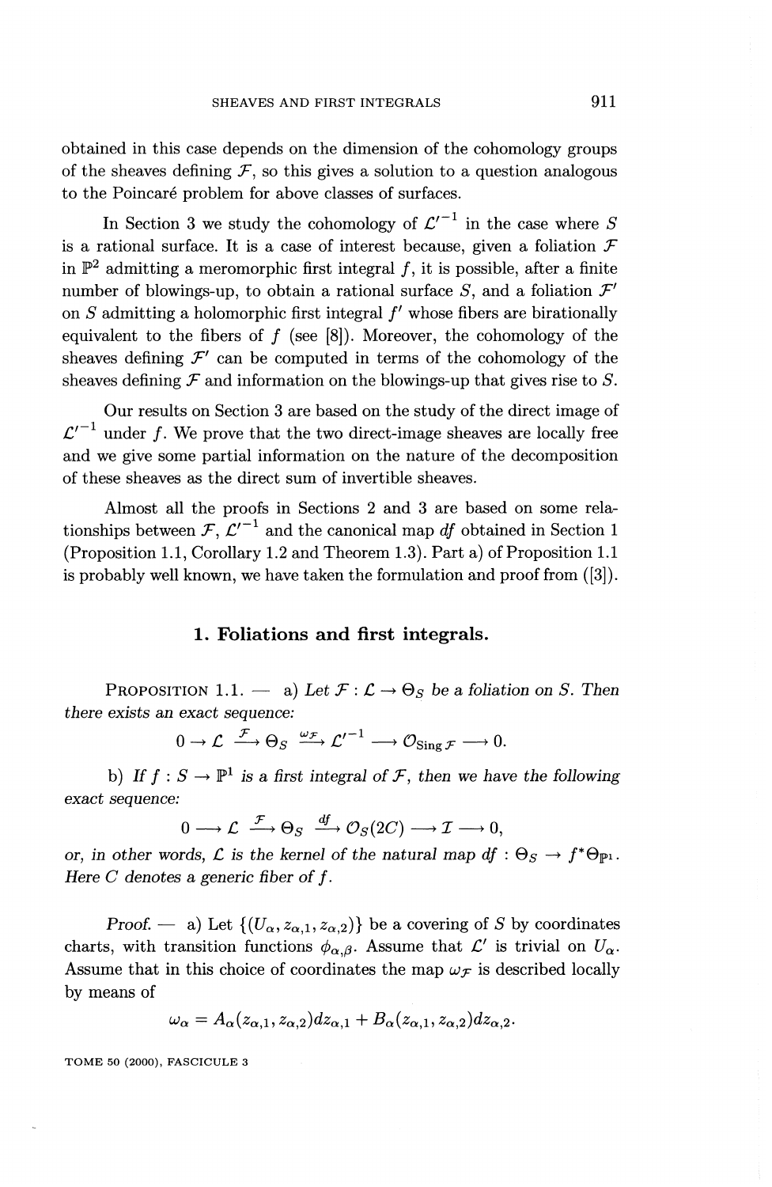obtained in this case depends on the dimension of the cohomology groups of the sheaves defining $\mathcal{F}$, so this gives a solution to a question analogous to the Poincaré problem for above classes of surfaces.

In Section 3 we study the cohomology of $\mathcal{L}'^{-1}$ in the case where $S$ is a rational surface. It is a case of interest because, given a foliation $\mathcal{F}$ in $\mathbb{P}^2$ admitting a meromorphic first integral $f$, it is possible, after a finite number of blowings-up, to obtain a rational surface $S$, and a foliation $\mathcal{F}'$ on $S$ admitting a holomorphic first integral $f'$ whose fibers are birationally equivalent to the fibers of $f$ (see [8]). Moreover, the cohomology of the sheaves defining $\mathcal{F}'$ can be computed in terms of the cohomology of the sheaves defining $\mathcal{F}$ and information on the blowings-up that gives rise to $S$.

Our results on Section 3 are based on the study of the direct image of $\mathcal{L}'^{-1}$ under $f$. We prove that the two direct-image sheaves are locally free and we give some partial information on the nature of the decomposition of these sheaves as the direct sum of invertible sheaves.

Almost all the proofs in Sections 2 and 3 are based on some relationships between $\mathcal{F}$, $\mathcal{L}'^{-1}$ and the canonical map $df$ obtained in Section 1 (Proposition 1.1, Corollary 1.2 and Theorem 1.3). Part a) of Proposition 1.1 is probably well known, we have taken the formulation and proof from ([3]).

## 1. Foliations and first integrals.

PROPOSITION 1.1. — *a) Let $\mathcal{F} : \mathcal{L} \to \Theta_S$ be a foliation on $S$. Then there exists an exact sequence:*

$$0 \to \mathcal{L} \xrightarrow{\mathcal{F}} \Theta_S \xrightarrow{\omega_{\mathcal{F}}} \mathcal{L}'^{-1} \longrightarrow \mathcal{O}_{\operatorname{Sing}\mathcal{F}} \longrightarrow 0.$$

*b) If $f : S \to \mathbb{P}^1$ is a first integral of $\mathcal{F}$, then we have the following exact sequence:*

$$0 \longrightarrow \mathcal{L} \xrightarrow{\mathcal{F}} \Theta_S \xrightarrow{df} \mathcal{O}_S(2C) \longrightarrow \mathcal{I} \longrightarrow 0,$$

*or, in other words, $\mathcal{L}$ is the kernel of the natural map $df : \Theta_S \to f^*\Theta_{\mathbb{P}^1}$. Here $C$ denotes a generic fiber of $f$.*

*Proof.* — a) Let $\{(U_\alpha, z_{\alpha,1}, z_{\alpha,2})\}$ be a covering of $S$ by coordinates charts, with transition functions $\phi_{\alpha,\beta}$. Assume that $\mathcal{L}'$ is trivial on $U_\alpha$. Assume that in this choice of coordinates the map $\omega_{\mathcal{F}}$ is described locally by means of

$$\omega_\alpha = A_\alpha(z_{\alpha,1}, z_{\alpha,2})dz_{\alpha,1} + B_\alpha(z_{\alpha,1}, z_{\alpha,2})dz_{\alpha,2}.$$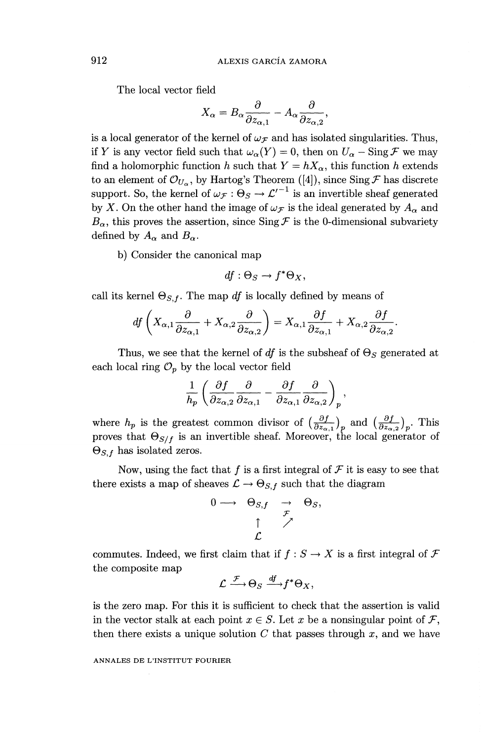The local vector field

$$X_\alpha = B_\alpha \frac{\partial}{\partial z_{\alpha,1}} - A_\alpha \frac{\partial}{\partial z_{\alpha,2}},$$

is a local generator of the kernel of $\omega_{\mathcal{F}}$ and has isolated singularities. Thus, if $Y$ is any vector field such that $\omega_\alpha(Y) = 0$, then on $U_\alpha - \operatorname{Sing}\mathcal{F}$ we may find a holomorphic function $h$ such that $Y = hX_\alpha$, this function $h$ extends to an element of $\mathcal{O}_{U_\alpha}$, by Hartog's Theorem ([4]), since $\operatorname{Sing}\mathcal{F}$ has discrete support. So, the kernel of $\omega_{\mathcal{F}} : \Theta_S \to \mathcal{L}'^{-1}$ is an invertible sheaf generated by $X$. On the other hand the image of $\omega_{\mathcal{F}}$ is the ideal generated by $A_\alpha$ and $B_\alpha$, this proves the assertion, since $\operatorname{Sing}\mathcal{F}$ is the 0-dimensional subvariety defined by $A_\alpha$ and $B_\alpha$.

b) Consider the canonical map

$$df : \Theta_S \to f^*\Theta_X,$$

call its kernel $\Theta_{S,f}$. The map $df$ is locally defined by means of

$$df\left(X_{\alpha,1}\frac{\partial}{\partial z_{\alpha,1}} + X_{\alpha,2}\frac{\partial}{\partial z_{\alpha,2}}\right) = X_{\alpha,1}\frac{\partial f}{\partial z_{\alpha,1}} + X_{\alpha,2}\frac{\partial f}{\partial z_{\alpha,2}}.$$

Thus, we see that the kernel of $df$ is the subsheaf of $\Theta_S$ generated at each local ring $\mathcal{O}_p$ by the local vector field

$$\frac{1}{h_p}\left(\frac{\partial f}{\partial z_{\alpha,2}}\frac{\partial}{\partial z_{\alpha,1}} - \frac{\partial f}{\partial z_{\alpha,1}}\frac{\partial}{\partial z_{\alpha,2}}\right)_p,$$

where $h_p$ is the greatest common divisor of $\left(\frac{\partial f}{\partial z_{\alpha,1}}\right)_p$ and $\left(\frac{\partial f}{\partial z_{\alpha,2}}\right)_p$. This proves that $\Theta_{S/f}$ is an invertible sheaf. Moreover, the local generator of $\Theta_{S,f}$ has isolated zeros.

Now, using the fact that $f$ is a first integral of $\mathcal{F}$ it is easy to see that there exists a map of sheaves $\mathcal{L} \to \Theta_{S,f}$ such that the diagram

$$\begin{array}{ccccc} 0 \longrightarrow & \Theta_{S,f} & \rightarrow & \Theta_S, \\ & \uparrow & \overset{\mathcal{F}}{\nearrow} & \\ & \mathcal{L} & & \end{array}$$

commutes. Indeed, we first claim that if $f : S \to X$ is a first integral of $\mathcal{F}$ the composite map

$$\mathcal{L} \xrightarrow{\mathcal{F}} \Theta_S \xrightarrow{df} f^*\Theta_X,$$

is the zero map. For this it is sufficient to check that the assertion is valid in the vector stalk at each point $x \in S$. Let $x$ be a nonsingular point of $\mathcal{F}$, then there exists a unique solution $C$ that passes through $x$, and we have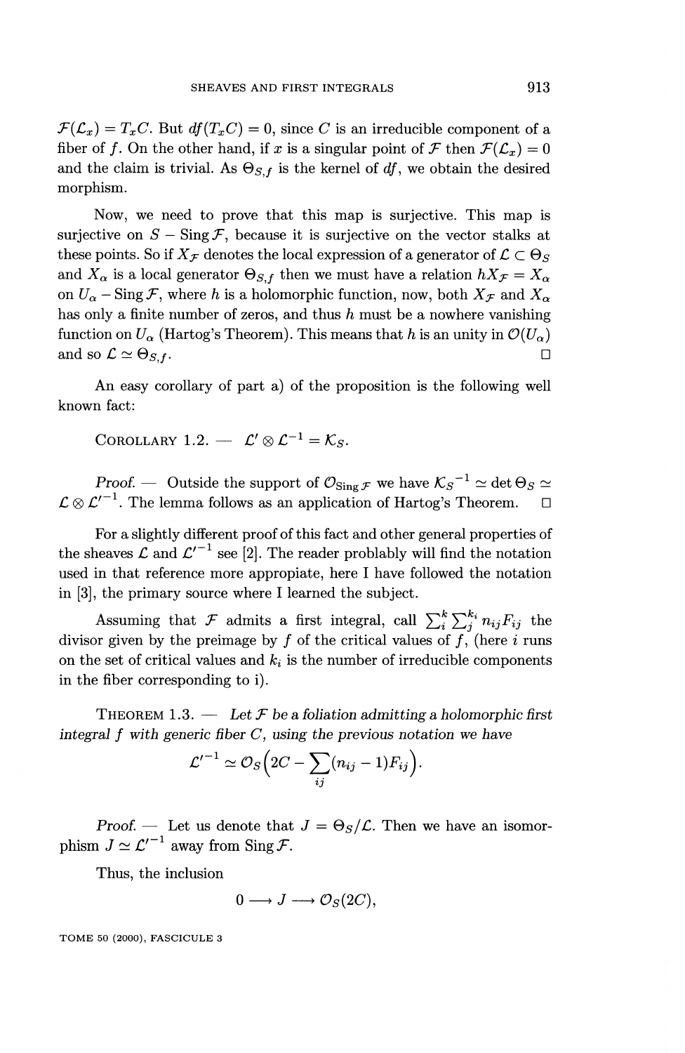$\mathcal{F}(\mathcal{L}_x) = T_xC$. But $df(T_xC) = 0$, since $C$ is an irreducible component of a fiber of $f$. On the other hand, if $x$ is a singular point of $\mathcal{F}$ then $\mathcal{F}(\mathcal{L}_x) = 0$ and the claim is trivial. As $\Theta_{S,f}$ is the kernel of $df$, we obtain the desired morphism.

Now, we need to prove that this map is surjective. This map is surjective on $S - \operatorname{Sing}\mathcal{F}$, because it is surjective on the vector stalks at these points. So if $X_{\mathcal{F}}$ denotes the local expression of a generator of $\mathcal{L} \subset \Theta_S$ and $X_\alpha$ is a local generator $\Theta_{S,f}$ then we must have a relation $hX_{\mathcal{F}} = X_\alpha$ on $U_\alpha - \operatorname{Sing}\mathcal{F}$, where $h$ is a holomorphic function, now, both $X_{\mathcal{F}}$ and $X_\alpha$ has only a finite number of zeros, and thus $h$ must be a nowhere vanishing function on $U_\alpha$ (Hartog's Theorem). This means that $h$ is an unity in $\mathcal{O}(U_\alpha)$ and so $\mathcal{L} \simeq \Theta_{S,f}$. □

An easy corollary of part a) of the proposition is the following well known fact:

COROLLARY 1.2. — $\mathcal{L}' \otimes \mathcal{L}^{-1} = \mathcal{K}_S$.

*Proof.* — Outside the support of $\mathcal{O}_{\operatorname{Sing}\mathcal{F}}$ we have $\mathcal{K}_S{}^{-1} \simeq \det \Theta_S \simeq \mathcal{L} \otimes \mathcal{L}'^{-1}$. The lemma follows as an application of Hartog's Theorem. □

For a slightly different proof of this fact and other general properties of the sheaves $\mathcal{L}$ and $\mathcal{L}'^{-1}$ see [2]. The reader problably will find the notation used in that reference more appropiate, here I have followed the notation in [3], the primary source where I learned the subject.

Assuming that $\mathcal{F}$ admits a first integral, call $\sum_i^k \sum_j^{k_i} n_{ij} F_{ij}$ the divisor given by the preimage by $f$ of the critical values of $f$, (here $i$ runs on the set of critical values and $k_i$ is the number of irreducible components in the fiber corresponding to i).

THEOREM 1.3. — *Let $\mathcal{F}$ be a foliation admitting a holomorphic first integral $f$ with generic fiber $C$, using the previous notation we have*

$$\mathcal{L}'^{-1} \simeq \mathcal{O}_S\Big(2C - \sum_{ij}(n_{ij} - 1)F_{ij}\Big).$$

*Proof.* — Let us denote that $J = \Theta_S/\mathcal{L}$. Then we have an isomorphism $J \simeq \mathcal{L}'^{-1}$ away from $\operatorname{Sing}\mathcal{F}$.

Thus, the inclusion

$$0 \longrightarrow J \longrightarrow \mathcal{O}_S(2C),$$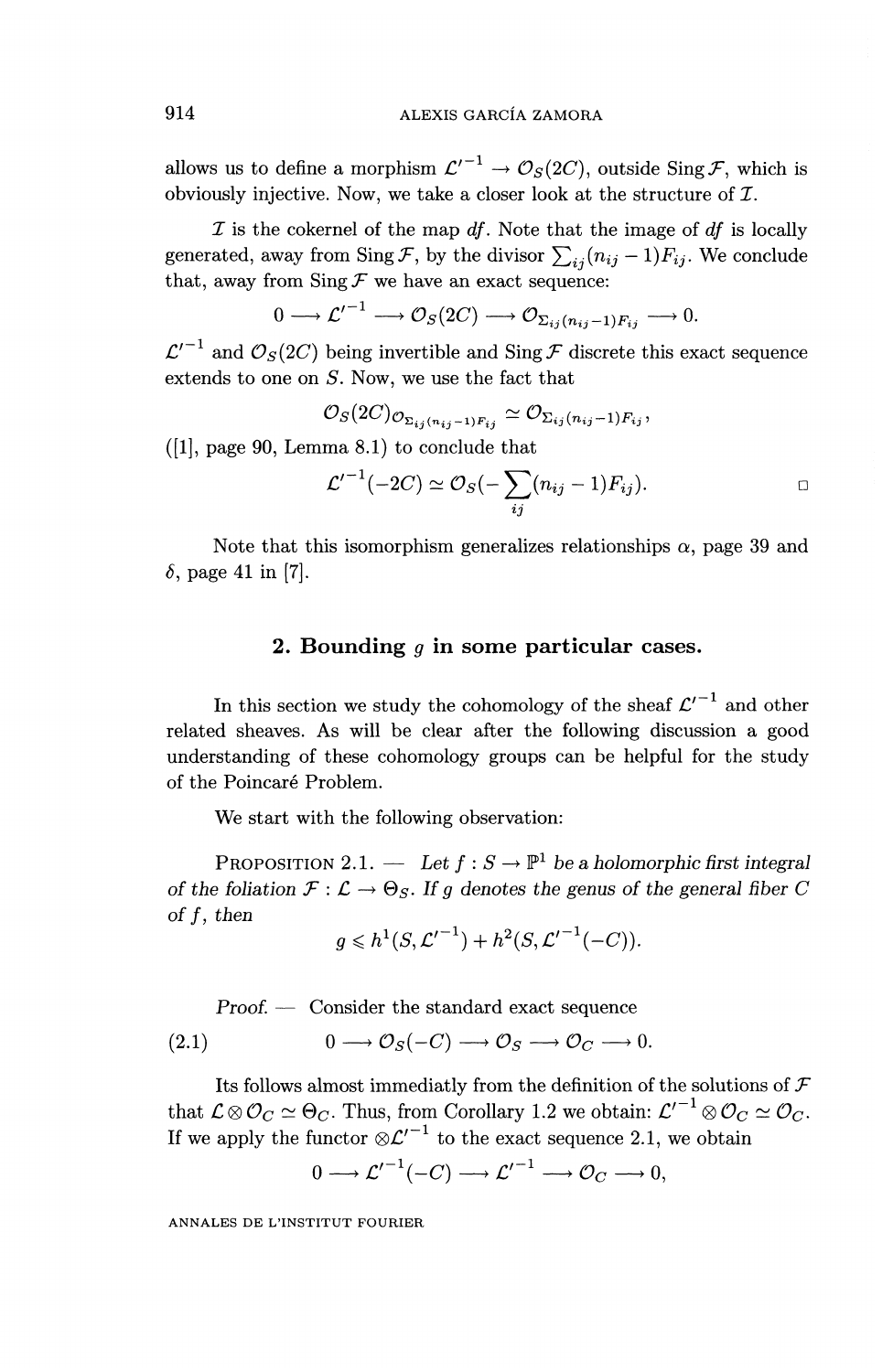allows us to define a morphism $\mathcal{L}'^{-1} \to \mathcal{O}_S(2C)$, outside $\operatorname{Sing}\mathcal{F}$, which is obviously injective. Now, we take a closer look at the structure of $\mathcal{I}$.

$\mathcal{I}$ is the cokernel of the map $df$. Note that the image of $df$ is locally generated, away from $\operatorname{Sing}\mathcal{F}$, by the divisor $\sum_{ij}(n_{ij}-1)F_{ij}$. We conclude that, away from $\operatorname{Sing}\mathcal{F}$ we have an exact sequence:

$$0 \longrightarrow \mathcal{L}'^{-1} \longrightarrow \mathcal{O}_S(2C) \longrightarrow \mathcal{O}_{\Sigma_{ij}(n_{ij}-1)F_{ij}} \longrightarrow 0.$$

$\mathcal{L}'^{-1}$ and $\mathcal{O}_S(2C)$ being invertible and $\operatorname{Sing}\mathcal{F}$ discrete this exact sequence extends to one on $S$. Now, we use the fact that

$$\mathcal{O}_S(2C)_{\mathcal{O}_{\Sigma_{ij}(n_{ij}-1)F_{ij}}} \simeq \mathcal{O}_{\Sigma_{ij}(n_{ij}-1)F_{ij}},$$

([1], page 90, Lemma 8.1) to conclude that

$$\mathcal{L}'^{-1}(-2C) \simeq \mathcal{O}_S(-\sum_{ij}(n_{ij}-1)F_{ij}). \qquad \square$$

Note that this isomorphism generalizes relationships $\alpha$, page 39 and $\delta$, page 41 in [7].

## 2. Bounding $g$ in some particular cases.

In this section we study the cohomology of the sheaf $\mathcal{L}'^{-1}$ and other related sheaves. As will be clear after the following discussion a good understanding of these cohomology groups can be helpful for the study of the Poincaré Problem.

We start with the following observation:

**Proposition 2.1.** — *Let $f : S \to \mathbb{P}^1$ be a holomorphic first integral of the foliation $\mathcal{F} : \mathcal{L} \to \Theta_S$. If $g$ denotes the genus of the general fiber $C$ of $f$, then*

$$g \leqslant h^1(S, \mathcal{L}'^{-1}) + h^2(S, \mathcal{L}'^{-1}(-C)).$$

*Proof.* — Consider the standard exact sequence

$$0 \longrightarrow \mathcal{O}_S(-C) \longrightarrow \mathcal{O}_S \longrightarrow \mathcal{O}_C \longrightarrow 0. \tag{2.1}$$

Its follows almost immediatly from the definition of the solutions of $\mathcal{F}$ that $\mathcal{L} \otimes \mathcal{O}_C \simeq \Theta_C$. Thus, from Corollary 1.2 we obtain: $\mathcal{L}'^{-1} \otimes \mathcal{O}_C \simeq \mathcal{O}_C$. If we apply the functor $\otimes \mathcal{L}'^{-1}$ to the exact sequence 2.1, we obtain

$$0 \longrightarrow \mathcal{L}'^{-1}(-C) \longrightarrow \mathcal{L}'^{-1} \longrightarrow \mathcal{O}_C \longrightarrow 0,$$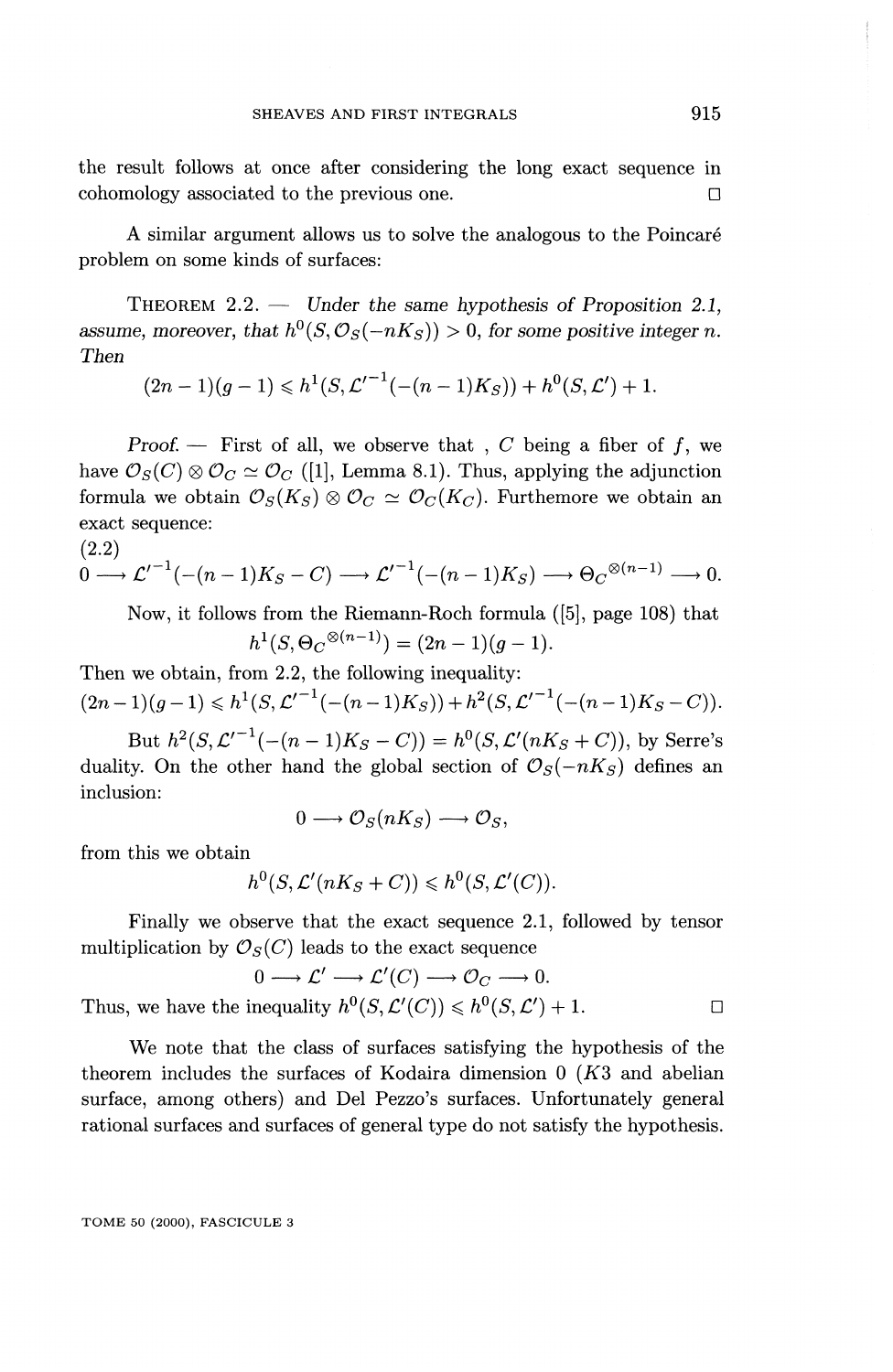the result follows at once after considering the long exact sequence in cohomology associated to the previous one. □

A similar argument allows us to solve the analogous to the Poincaré problem on some kinds of surfaces:

THEOREM 2.2. — *Under the same hypothesis of Proposition 2.1, assume, moreover, that $h^0(S, \mathcal{O}_S(-nK_S)) > 0$, for some positive integer $n$. Then*

$$(2n-1)(g-1) \leqslant h^1(S, \mathcal{L}'^{-1}(-(n-1)K_S)) + h^0(S, \mathcal{L}') + 1.$$

*Proof.* — First of all, we observe that , $C$ being a fiber of $f$, we have $\mathcal{O}_S(C) \otimes \mathcal{O}_C \simeq \mathcal{O}_C$ ([1], Lemma 8.1). Thus, applying the adjunction formula we obtain $\mathcal{O}_S(K_S) \otimes \mathcal{O}_C \simeq \mathcal{O}_C(K_C)$. Furthemore we obtain an exact sequence:

(2.2)

$$0 \longrightarrow \mathcal{L}'^{-1}(-(n-1)K_S - C) \longrightarrow \mathcal{L}'^{-1}(-(n-1)K_S) \longrightarrow {\Theta_C}^{\otimes(n-1)} \longrightarrow 0.$$

Now, it follows from the Riemann-Roch formula ([5], page 108) that

$$h^1(S, {\Theta_C}^{\otimes(n-1)}) = (2n-1)(g-1).$$

Then we obtain, from 2.2, the following inequality:

$$(2n-1)(g-1) \leqslant h^1(S, \mathcal{L}'^{-1}(-(n-1)K_S)) + h^2(S, \mathcal{L}'^{-1}(-(n-1)K_S - C)).$$

But $h^2(S, \mathcal{L}'^{-1}(-(n-1)K_S - C)) = h^0(S, \mathcal{L}'(nK_S + C))$, by Serre's duality. On the other hand the global section of $\mathcal{O}_S(-nK_S)$ defines an inclusion:

$$0 \longrightarrow \mathcal{O}_S(nK_S) \longrightarrow \mathcal{O}_S,$$

from this we obtain

$$h^0(S, \mathcal{L}'(nK_S + C)) \leqslant h^0(S, \mathcal{L}'(C)).$$

Finally we observe that the exact sequence 2.1, followed by tensor multiplication by $\mathcal{O}_S(C)$ leads to the exact sequence

$$0 \longrightarrow \mathcal{L}' \longrightarrow \mathcal{L}'(C) \longrightarrow \mathcal{O}_C \longrightarrow 0.$$

Thus, we have the inequality $h^0(S, \mathcal{L}'(C)) \leqslant h^0(S, \mathcal{L}') + 1$. □

We note that the class of surfaces satisfying the hypothesis of the theorem includes the surfaces of Kodaira dimension 0 ($K3$ and abelian surface, among others) and Del Pezzo's surfaces. Unfortunately general rational surfaces and surfaces of general type do not satisfy the hypothesis.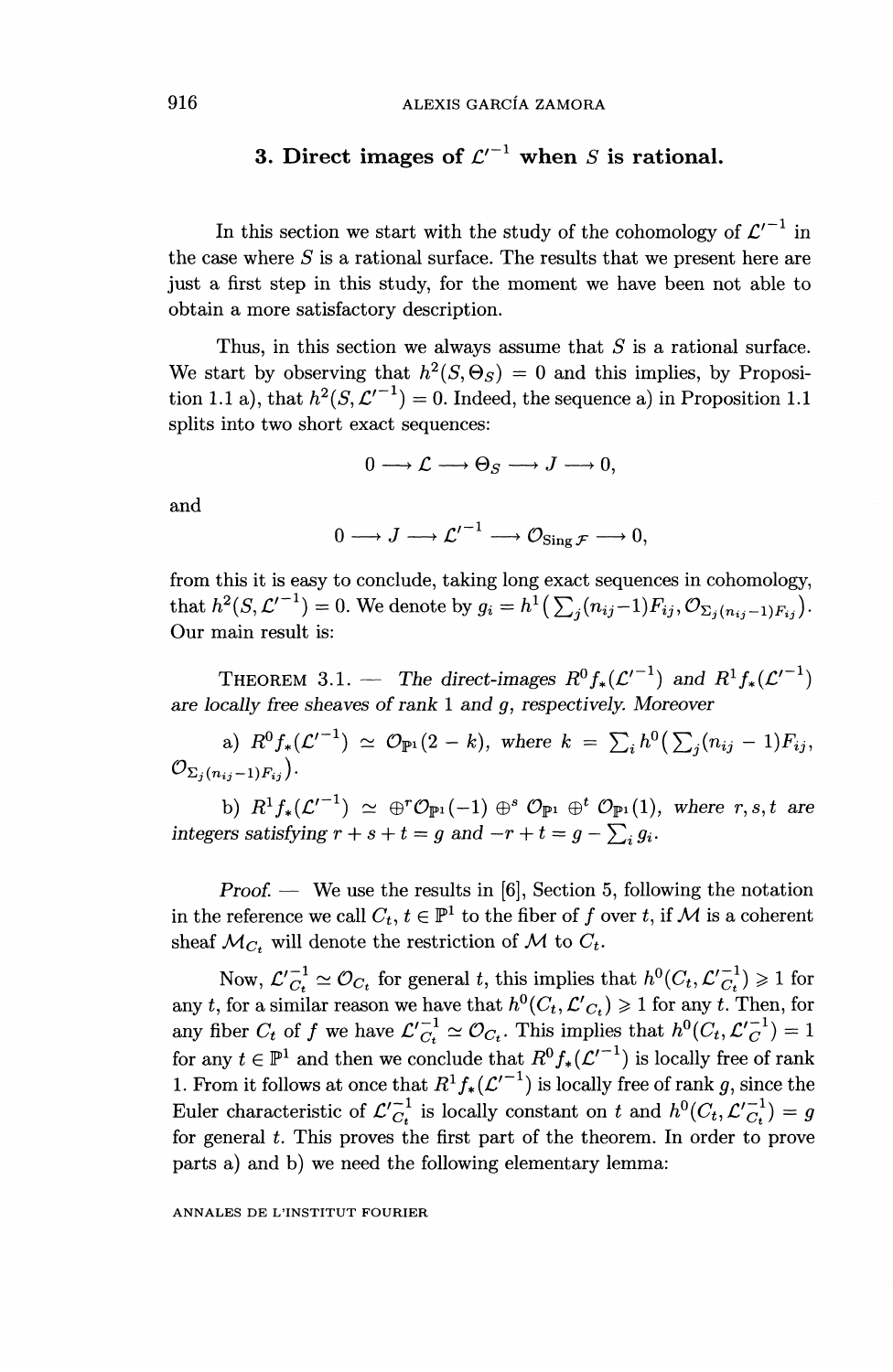## 3. Direct images of $\mathcal{L}'^{-1}$ when $S$ is rational.

In this section we start with the study of the cohomology of $\mathcal{L}'^{-1}$ in the case where $S$ is a rational surface. The results that we present here are just a first step in this study, for the moment we have been not able to obtain a more satisfactory description.

Thus, in this section we always assume that $S$ is a rational surface. We start by observing that $h^2(S, \Theta_S) = 0$ and this implies, by Proposition 1.1 a), that $h^2(S, \mathcal{L}'^{-1}) = 0$. Indeed, the sequence a) in Proposition 1.1 splits into two short exact sequences:

$$0 \longrightarrow \mathcal{L} \longrightarrow \Theta_S \longrightarrow J \longrightarrow 0,$$

and

$$0 \longrightarrow J \longrightarrow \mathcal{L}'^{-1} \longrightarrow \mathcal{O}_{\operatorname{Sing} \mathcal{F}} \longrightarrow 0,$$

from this it is easy to conclude, taking long exact sequences in cohomology, that $h^2(S, \mathcal{L}'^{-1}) = 0$. We denote by $g_i = h^1\big(\sum_j (n_{ij}-1)F_{ij}, \mathcal{O}_{\sum_j (n_{ij}-1)F_{ij}}\big)$. Our main result is:

THEOREM 3.1. — *The direct-images $R^0 f_*(\mathcal{L}'^{-1})$ and $R^1 f_*(\mathcal{L}'^{-1})$ are locally free sheaves of rank 1 and $g$, respectively. Moreover*

a) $R^0 f_*(\mathcal{L}'^{-1}) \simeq \mathcal{O}_{\mathbb{P}^1}(2-k)$, *where* $k = \sum_i h^0\big(\sum_j (n_{ij}-1)F_{ij}, \mathcal{O}_{\sum_j (n_{ij}-1)F_{ij}}\big)$.

b) $R^1 f_*(\mathcal{L}'^{-1}) \simeq \oplus^r \mathcal{O}_{\mathbb{P}^1}(-1) \oplus^s \mathcal{O}_{\mathbb{P}^1} \oplus^t \mathcal{O}_{\mathbb{P}^1}(1)$, *where $r, s, t$ are integers satisfying $r+s+t = g$ and $-r+t = g - \sum_i g_i$.*

*Proof.* — We use the results in [6], Section 5, following the notation in the reference we call $C_t$, $t \in \mathbb{P}^1$ to the fiber of $f$ over $t$, if $\mathcal{M}$ is a coherent sheaf $\mathcal{M}_{C_t}$ will denote the restriction of $\mathcal{M}$ to $C_t$.

Now, $\mathcal{L}'^{-1}_{C_t} \simeq \mathcal{O}_{C_t}$ for general $t$, this implies that $h^0(C_t, \mathcal{L}'^{-1}_{C_t}) \geqslant 1$ for any $t$, for a similar reason we have that $h^0(C_t, \mathcal{L}'_{C_t}) \geqslant 1$ for any $t$. Then, for any fiber $C_t$ of $f$ we have $\mathcal{L}'^{-1}_{C_t} \simeq \mathcal{O}_{C_t}$. This implies that $h^0(C_t, \mathcal{L}'^{-1}_{C}) = 1$ for any $t \in \mathbb{P}^1$ and then we conclude that $R^0 f_*(\mathcal{L}'^{-1})$ is locally free of rank 1. From it follows at once that $R^1 f_*(\mathcal{L}'^{-1})$ is locally free of rank $g$, since the Euler characteristic of $\mathcal{L}'^{-1}_{C_t}$ is locally constant on $t$ and $h^0(C_t, \mathcal{L}'^{-1}_{C_t}) = g$ for general $t$. This proves the first part of the theorem. In order to prove parts a) and b) we need the following elementary lemma: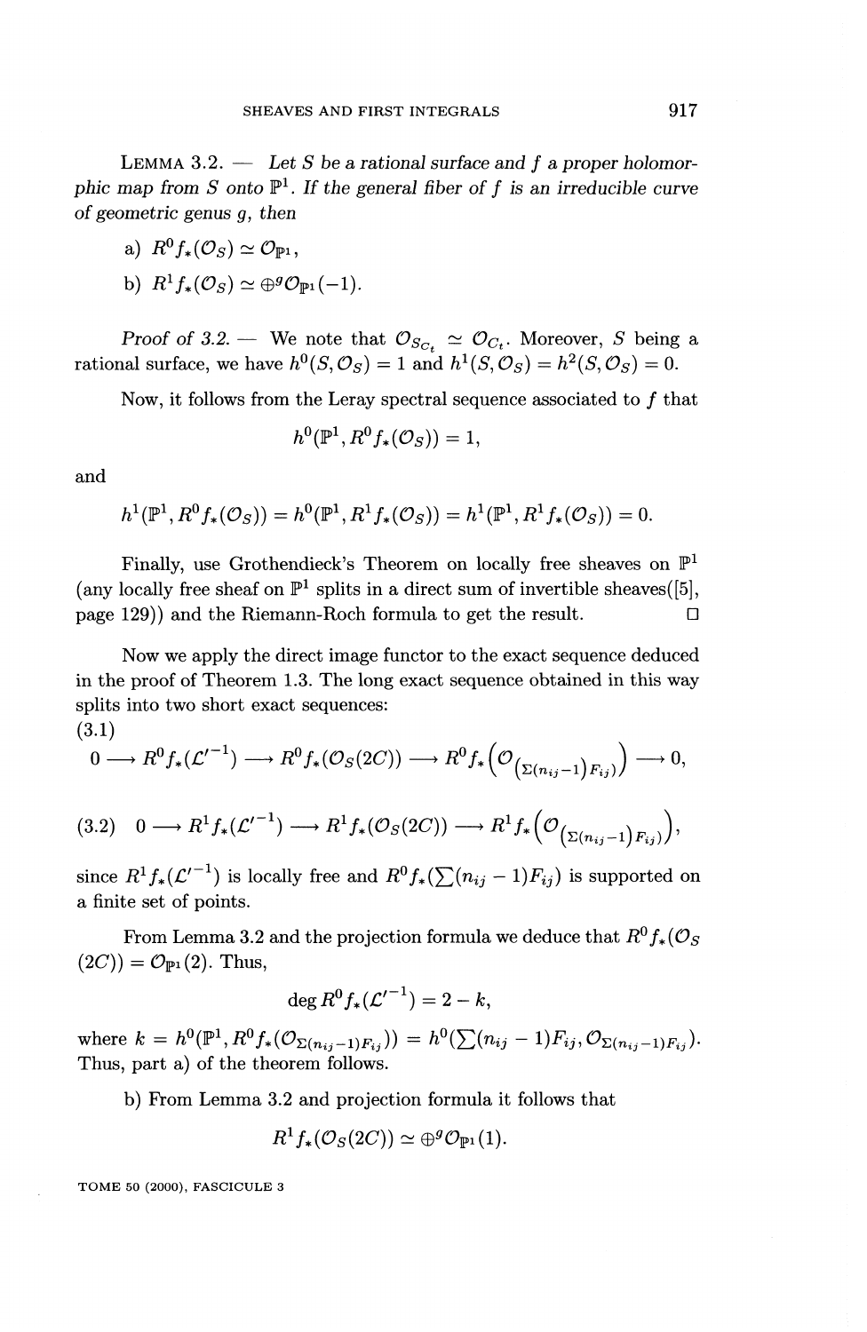LEMMA 3.2. — *Let $S$ be a rational surface and $f$ a proper holomorphic map from $S$ onto $\mathbb{P}^1$. If the general fiber of $f$ is an irreducible curve of geometric genus $g$, then*

a) $R^0 f_*(\mathcal{O}_S) \simeq \mathcal{O}_{\mathbb{P}^1}$,

b) $R^1 f_*(\mathcal{O}_S) \simeq \oplus^g \mathcal{O}_{\mathbb{P}^1}(-1)$.

*Proof of 3.2.* — We note that $\mathcal{O}_{S_{C_t}} \simeq \mathcal{O}_{C_t}$. Moreover, $S$ being a rational surface, we have $h^0(S, \mathcal{O}_S) = 1$ and $h^1(S, \mathcal{O}_S) = h^2(S, \mathcal{O}_S) = 0$.

Now, it follows from the Leray spectral sequence associated to $f$ that

$$h^0(\mathbb{P}^1, R^0 f_*(\mathcal{O}_S)) = 1,$$

and

$$h^1(\mathbb{P}^1, R^0 f_*(\mathcal{O}_S)) = h^0(\mathbb{P}^1, R^1 f_*(\mathcal{O}_S)) = h^1(\mathbb{P}^1, R^1 f_*(\mathcal{O}_S)) = 0.$$

Finally, use Grothendieck's Theorem on locally free sheaves on $\mathbb{P}^1$ (any locally free sheaf on $\mathbb{P}^1$ splits in a direct sum of invertible sheaves([5], page 129)) and the Riemann-Roch formula to get the result. □

Now we apply the direct image functor to the exact sequence deduced in the proof of Theorem 1.3. The long exact sequence obtained in this way splits into two short exact sequences:

(3.1)
$$0 \longrightarrow R^0 f_*(\mathcal{L}'^{-1}) \longrightarrow R^0 f_*(\mathcal{O}_S(2C)) \longrightarrow R^0 f_*\left(\mathcal{O}_{\left(\Sigma(n_{ij}-1)F_{ij}\right)}\right) \longrightarrow 0,$$

$$(3.2) \quad 0 \longrightarrow R^1 f_*(\mathcal{L}'^{-1}) \longrightarrow R^1 f_*(\mathcal{O}_S(2C)) \longrightarrow R^1 f_*\left(\mathcal{O}_{\left(\Sigma(n_{ij}-1)F_{ij}\right)}\right),$$

since $R^1 f_*(\mathcal{L}'^{-1})$ is locally free and $R^0 f_*(\sum(n_{ij}-1)F_{ij})$ is supported on a finite set of points.

From Lemma 3.2 and the projection formula we deduce that $R^0 f_*(\mathcal{O}_S(2C)) = \mathcal{O}_{\mathbb{P}^1}(2)$. Thus,

$$\deg R^0 f_*(\mathcal{L}'^{-1}) = 2 - k,$$

where $k = h^0(\mathbb{P}^1, R^0 f_*(\mathcal{O}_{\Sigma(n_{ij}-1)F_{ij}})) = h^0(\sum(n_{ij}-1)F_{ij}, \mathcal{O}_{\Sigma(n_{ij}-1)F_{ij}})$. Thus, part a) of the theorem follows.

b) From Lemma 3.2 and projection formula it follows that

$$R^1 f_*(\mathcal{O}_S(2C)) \simeq \oplus^g \mathcal{O}_{\mathbb{P}^1}(1).$$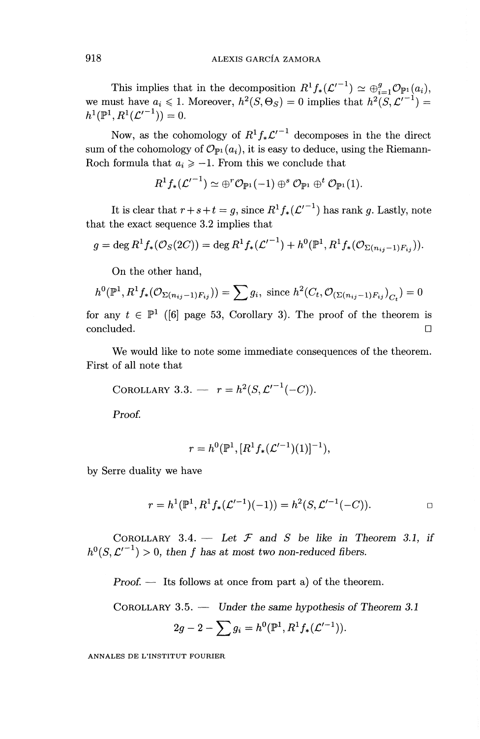This implies that in the decomposition $R^1 f_*(\mathcal{L}'^{-1}) \simeq \oplus_{i=1}^{g} \mathcal{O}_{\mathbb{P}^1}(a_i)$, we must have $a_i \leqslant 1$. Moreover, $h^2(S, \Theta_S) = 0$ implies that $h^2(S, \mathcal{L}'^{-1}) = h^1(\mathbb{P}^1, R^1(\mathcal{L}'^{-1})) = 0$.

Now, as the cohomology of $R^1 f_* \mathcal{L}'^{-1}$ decomposes in the the direct sum of the cohomology of $\mathcal{O}_{\mathbb{P}^1}(a_i)$, it is easy to deduce, using the Riemann-Roch formula that $a_i \geqslant -1$. From this we conclude that

$$R^1 f_*(\mathcal{L}'^{-1}) \simeq \oplus^r \mathcal{O}_{\mathbb{P}^1}(-1) \oplus^s \mathcal{O}_{\mathbb{P}^1} \oplus^t \mathcal{O}_{\mathbb{P}^1}(1).$$

It is clear that $r+s+t = g$, since $R^1 f_*(\mathcal{L}'^{-1})$ has rank $g$. Lastly, note that the exact sequence 3.2 implies that

$$g = \deg R^1 f_*(\mathcal{O}_S(2C)) = \deg R^1 f_*(\mathcal{L}'^{-1}) + h^0(\mathbb{P}^1, R^1 f_*(\mathcal{O}_{\Sigma(n_{ij}-1)F_{ij}})).$$

On the other hand,

$$h^0(\mathbb{P}^1, R^1 f_*(\mathcal{O}_{\Sigma(n_{ij}-1)F_{ij}})) = \sum g_i, \text{ since } h^2(C_t, \mathcal{O}_{(\Sigma(n_{ij}-1)F_{ij})_{C_t}}) = 0$$

for any $t \in \mathbb{P}^1$ ([6] page 53, Corollary 3). The proof of the theorem is concluded. $\square$

We would like to note some immediate consequences of the theorem. First of all note that

COROLLARY 3.3. — $r = h^2(S, \mathcal{L}'^{-1}(-C))$.

*Proof.*

$$r = h^0(\mathbb{P}^1, [R^1 f_*(\mathcal{L}'^{-1})(1)]^{-1}),$$

by Serre duality we have

$$r = h^1(\mathbb{P}^1, R^1 f_*(\mathcal{L}'^{-1})(-1)) = h^2(S, \mathcal{L}'^{-1}(-C)). \qquad \square$$

COROLLARY 3.4. — *Let $\mathcal{F}$ and $S$ be like in Theorem 3.1, if $h^0(S, \mathcal{L}'^{-1}) > 0$, then $f$ has at most two non-reduced fibers.*

*Proof.* — Its follows at once from part a) of the theorem.

COROLLARY 3.5. — *Under the same hypothesis of Theorem 3.1*

$$2g - 2 - \sum g_i = h^0(\mathbb{P}^1, R^1 f_*(\mathcal{L}'^{-1})).$$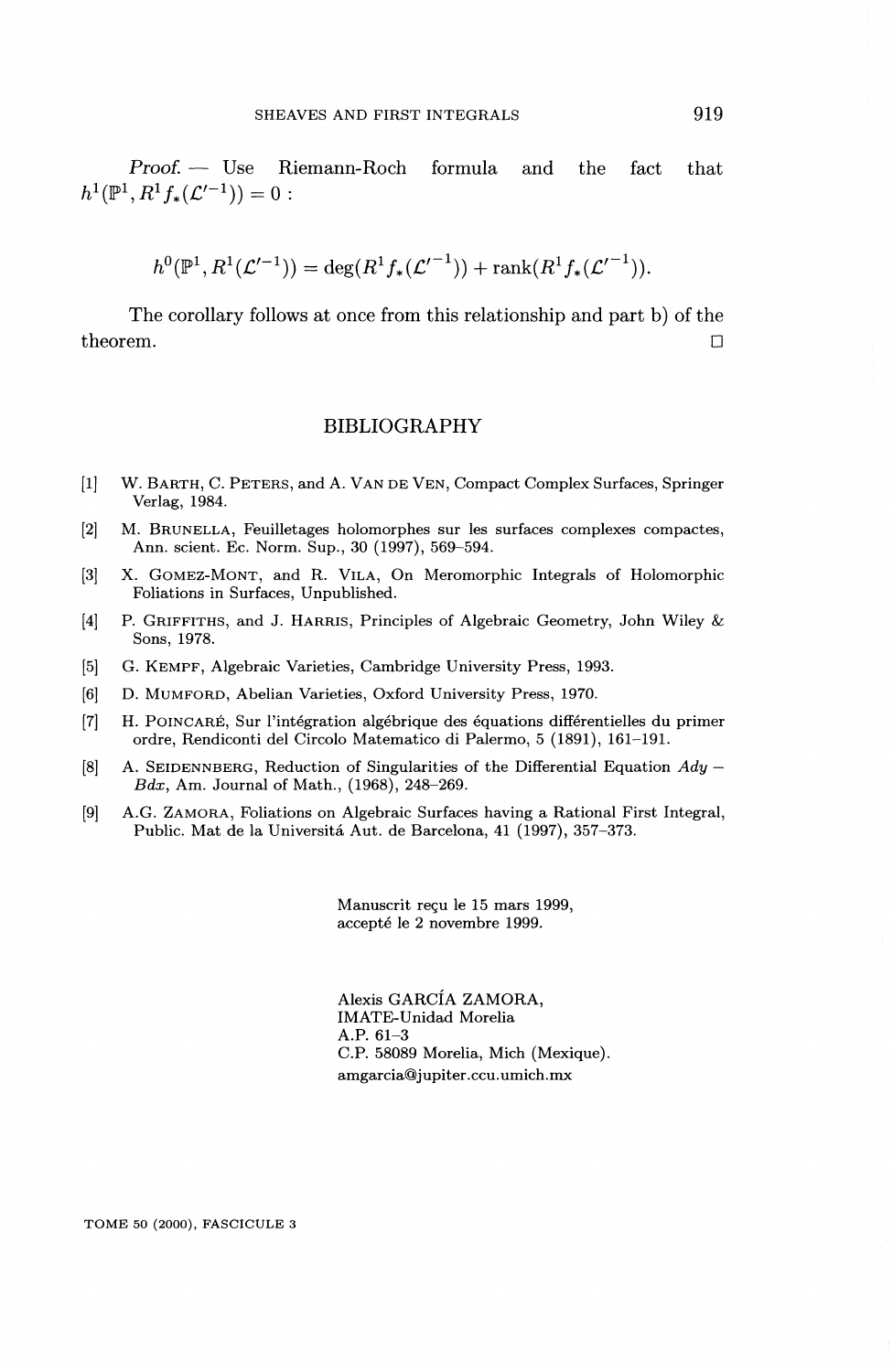*Proof.* — Use Riemann-Roch formula and the fact that $h^1(\mathbb{P}^1, R^1 f_*(\mathcal{L}'^{-1})) = 0$ :

$$h^0(\mathbb{P}^1, R^1(\mathcal{L}'^{-1})) = \deg(R^1 f_*(\mathcal{L}'^{-1})) + \operatorname{rank}(R^1 f_*(\mathcal{L}'^{-1})).$$

The corollary follows at once from this relationship and part b) of the theorem. □

## BIBLIOGRAPHY

[1] W. BARTH, C. PETERS, and A. VAN DE VEN, Compact Complex Surfaces, Springer Verlag, 1984.

[2] M. BRUNELLA, Feuilletages holomorphes sur les surfaces complexes compactes, Ann. scient. Ec. Norm. Sup., 30 (1997), 569–594.

[3] X. GOMEZ-MONT, and R. VILA, On Meromorphic Integrals of Holomorphic Foliations in Surfaces, Unpublished.

[4] P. GRIFFITHS, and J. HARRIS, Principles of Algebraic Geometry, John Wiley & Sons, 1978.

[5] G. KEMPF, Algebraic Varieties, Cambridge University Press, 1993.

[6] D. MUMFORD, Abelian Varieties, Oxford University Press, 1970.

[7] H. POINCARÉ, Sur l'intégration algébrique des équations différentielles du primer ordre, Rendiconti del Circolo Matematico di Palermo, 5 (1891), 161–191.

[8] A. SEIDENNBERG, Reduction of Singularities of the Differential Equation $Ady - Bdx$, Am. Journal of Math., (1968), 248–269.

[9] A.G. ZAMORA, Foliations on Algebraic Surfaces having a Rational First Integral, Public. Mat de la Universitá Aut. de Barcelona, 41 (1997), 357–373.

Manuscrit reçu le 15 mars 1999,
accepté le 2 novembre 1999.

Alexis GARCÍA ZAMORA,
IMATE-Unidad Morelia
A.P. 61–3
C.P. 58089 Morelia, Mich (Mexique).
amgarcia@jupiter.ccu.umich.mx